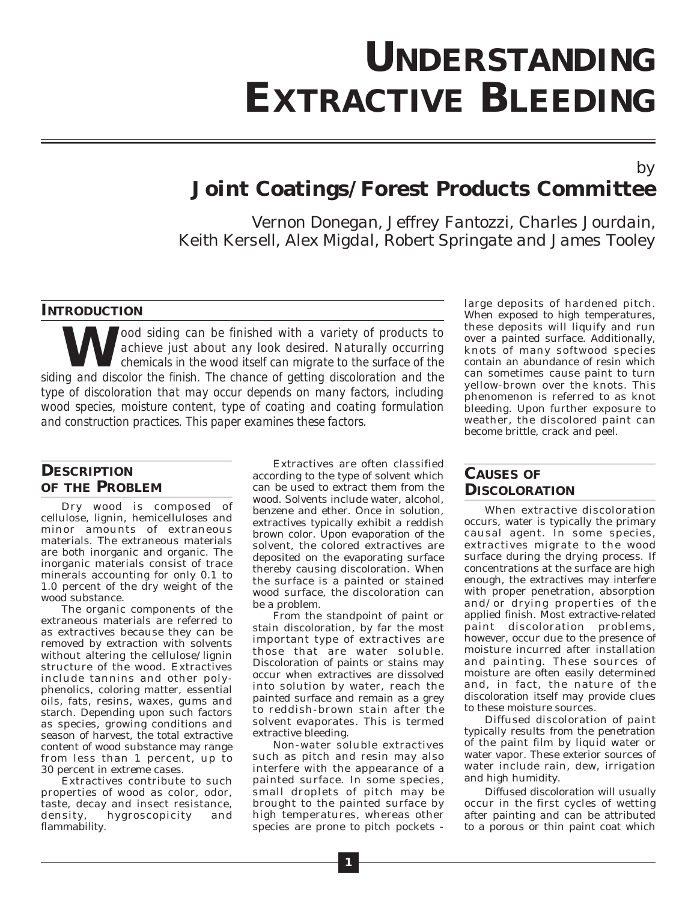# UNDERSTANDING EXTRACTIVE BLEEDING

by

## Joint Coatings/Forest Products Committee

Vernon Donegan, Jeffrey Fantozzi, Charles Jourdain, Keith Kersell, Alex Migdal, Robert Springate and James Tooley

## INTRODUCTION

*Wood siding can be finished with a variety of products to achieve just about any look desired. Naturally occurring chemicals in the wood itself can migrate to the surface of the siding and discolor the finish. The chance of getting discoloration and the type of discoloration that may occur depends on many factors, including wood species, moisture content, type of coating and coating formulation and construction practices. This paper examines these factors.*

## DESCRIPTION OF THE PROBLEM

Dry wood is composed of cellulose, lignin, hemicelluloses and minor amounts of extraneous materials. The extraneous materials are both inorganic and organic. The inorganic materials consist of trace minerals accounting for only 0.1 to 1.0 percent of the dry weight of the wood substance.

The organic components of the extraneous materials are referred to as extractives because they can be removed by extraction with solvents without altering the cellulose/lignin structure of the wood. Extractives include tannins and other polyphenolics, coloring matter, essential oils, fats, resins, waxes, gums and starch. Depending upon such factors as species, growing conditions and season of harvest, the total extractive content of wood substance may range from less than 1 percent, up to 30 percent in extreme cases.

Extractives contribute to such properties of wood as color, odor, taste, decay and insect resistance, density, hygroscopicity and flammability.

Extractives are often classified according to the type of solvent which can be used to extract them from the wood. Solvents include water, alcohol, benzene and ether. Once in solution, extractives typically exhibit a reddish brown color. Upon evaporation of the solvent, the colored extractives are deposited on the evaporating surface thereby causing discoloration. When the surface is a painted or stained wood surface, the discoloration can be a problem.

From the standpoint of paint or stain discoloration, by far the most important type of extractives are those that are water soluble. Discoloration of paints or stains may occur when extractives are dissolved into solution by water, reach the painted surface and remain as a grey to reddish-brown stain after the solvent evaporates. This is termed extractive bleeding.

Non-water soluble extractives such as pitch and resin may also interfere with the appearance of a painted surface. In some species, small droplets of pitch may be brought to the painted surface by high temperatures, whereas other species are prone to pitch pockets - large deposits of hardened pitch. When exposed to high temperatures, these deposits will liquify and run over a painted surface. Additionally, knots of many softwood species contain an abundance of resin which can sometimes cause paint to turn yellow-brown over the knots. This phenomenon is referred to as knot bleeding. Upon further exposure to weather, the discolored paint can become brittle, crack and peel.

## CAUSES OF DISCOLORATION

When extractive discoloration occurs, water is typically the primary causal agent. In some species, extractives migrate to the wood surface during the drying process. If concentrations at the surface are high enough, the extractives may interfere with proper penetration, absorption and/or drying properties of the applied finish. Most extractive-related paint discoloration problems, however, occur due to the presence of moisture incurred after installation and painting. These sources of moisture are often easily determined and, in fact, the nature of the discoloration itself may provide clues to these moisture sources.

Diffused discoloration of paint typically results from the penetration of the paint film by liquid water or water vapor. These exterior sources of water include rain, dew, irrigation and high humidity.

Diffused discoloration will usually occur in the first cycles of wetting after painting and can be attributed to a porous or thin paint coat which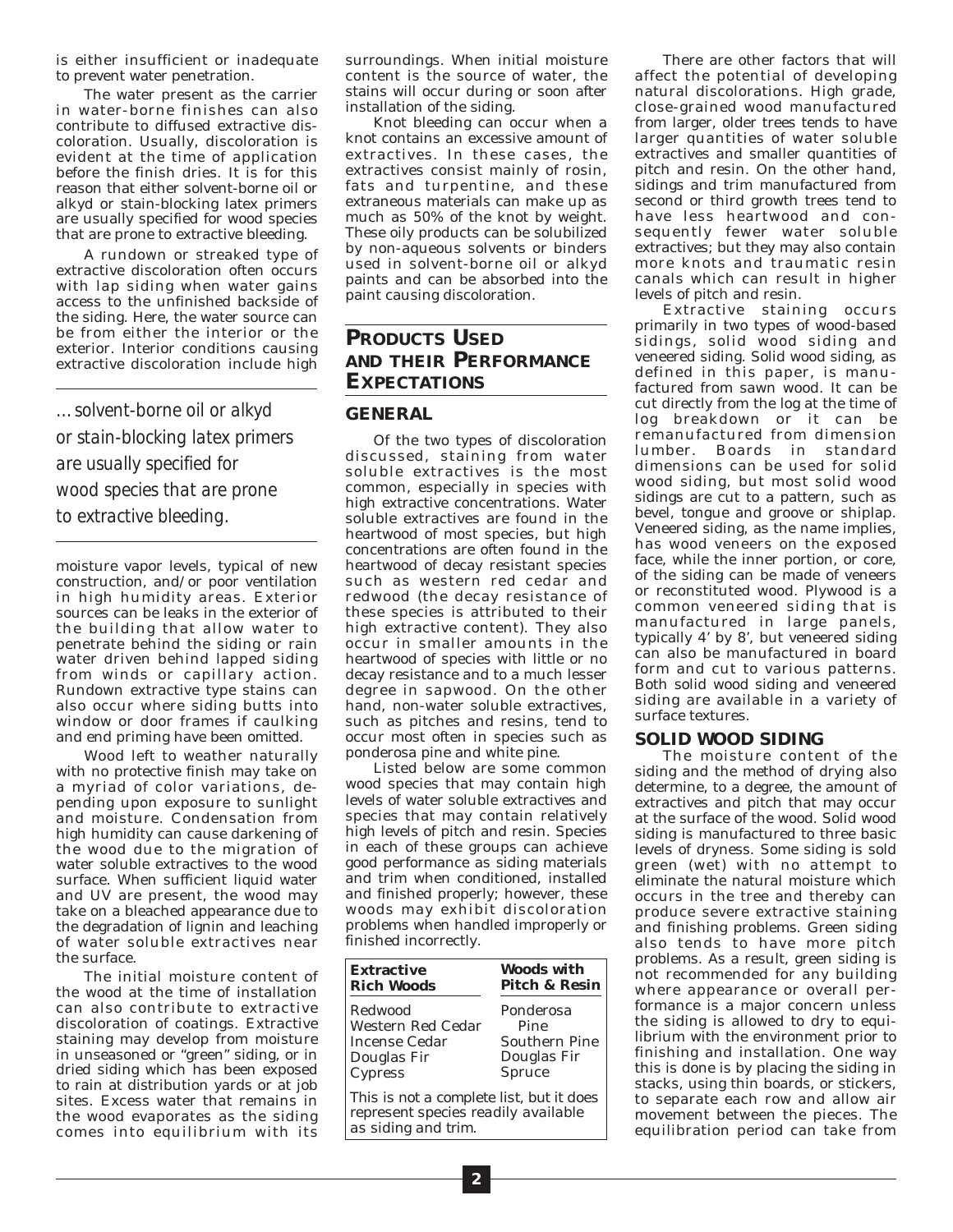is either insufficient or inadequate to prevent water penetration.

The water present as the carrier in water-borne finishes can also contribute to diffused extractive discoloration. Usually, discoloration is evident at the time of application before the finish dries. It is for this reason that either solvent-borne oil or alkyd or stain-blocking latex primers are usually specified for wood species that are prone to extractive bleeding.

A rundown or streaked type of extractive discoloration often occurs with lap siding when water gains access to the unfinished backside of the siding. Here, the water source can be from either the interior or the exterior. Interior conditions causing extractive discoloration include high moisture vapor levels, typical of new construction, and/or poor ventilation in high humidity areas. Exterior sources can be leaks in the exterior of the building that allow water to penetrate behind the siding or rain water driven behind lapped siding from winds or capillary action. Rundown extractive type stains can also occur where siding butts into window or door frames if caulking and end priming have been omitted.

> *…solvent-borne oil or alkyd or stain-blocking latex primers are usually specified for wood species that are prone to extractive bleeding.*

Wood left to weather naturally with no protective finish may take on a myriad of color variations, depending upon exposure to sunlight and moisture. Condensation from high humidity can cause darkening of the wood due to the migration of water soluble extractives to the wood surface. When sufficient liquid water and UV are present, the wood may take on a bleached appearance due to the degradation of lignin and leaching of water soluble extractives near the surface.

The initial moisture content of the wood at the time of installation can also contribute to extractive discoloration of coatings. Extractive staining may develop from moisture in unseasoned or "green" siding, or in dried siding which has been exposed to rain at distribution yards or at job sites. Excess water that remains in the wood evaporates as the siding comes into equilibrium with its surroundings. When initial moisture content is the source of water, the stains will occur during or soon after installation of the siding.

Knot bleeding can occur when a knot contains an excessive amount of extractives. In these cases, the extractives consist mainly of rosin, fats and turpentine, and these extraneous materials can make up as much as 50% of the knot by weight. These oily products can be solubilized by non-aqueous solvents or binders used in solvent-borne oil or alkyd paints and can be absorbed into the paint causing discoloration.

## Products Used and their Performance Expectations

### General

Of the two types of discoloration discussed, staining from water soluble extractives is the most common, especially in species with high extractive concentrations. Water soluble extractives are found in the heartwood of most species, but high concentrations are often found in the heartwood of decay resistant species such as western red cedar and redwood (the decay resistance of these species is attributed to their high extractive content). They also occur in smaller amounts in the heartwood of species with little or no decay resistance and to a much lesser degree in sapwood. On the other hand, non-water soluble extractives, such as pitches and resins, tend to occur most often in species such as ponderosa pine and white pine.

Listed below are some common wood species that may contain high levels of water soluble extractives and species that may contain relatively high levels of pitch and resin. Species in each of these groups can achieve good performance as siding materials and trim when conditioned, installed and finished properly; however, these woods may exhibit discoloration problems when handled improperly or finished incorrectly.

| Extractive Rich Woods | Woods with Pitch & Resin |
|---|---|
| Redwood | Ponderosa Pine |
| Western Red Cedar | Southern Pine |
| Incense Cedar | Douglas Fir |
| Douglas Fir | Spruce |
| Cypress | |

This is not a complete list, but it does represent species readily available as siding and trim.

There are other factors that will affect the potential of developing natural discolorations. High grade, close-grained wood manufactured from larger, older trees tends to have larger quantities of water soluble extractives and smaller quantities of pitch and resin. On the other hand, sidings and trim manufactured from second or third growth trees tend to have less heartwood and consequently fewer water soluble extractives; but they may also contain more knots and traumatic resin canals which can result in higher levels of pitch and resin.

Extractive staining occurs primarily in two types of wood-based sidings, solid wood siding and veneered siding. Solid wood siding, as defined in this paper, is manufactured from sawn wood. It can be cut directly from the log at the time of log breakdown or it can be remanufactured from dimension lumber. Boards in standard dimensions can be used for solid wood siding, but most solid wood sidings are cut to a pattern, such as bevel, tongue and groove or shiplap. Veneered siding, as the name implies, has wood veneers on the exposed face, while the inner portion, or core, of the siding can be made of veneers or reconstituted wood. Plywood is a common veneered siding that is manufactured in large panels, typically 4' by 8', but veneered siding can also be manufactured in board form and cut to various patterns. Both solid wood siding and veneered siding are available in a variety of surface textures.

### Solid Wood Siding

The moisture content of the siding and the method of drying also determine, to a degree, the amount of extractives and pitch that may occur at the surface of the wood. Solid wood siding is manufactured to three basic levels of dryness. Some siding is sold green (wet) with no attempt to eliminate the natural moisture which occurs in the tree and thereby can produce severe extractive staining and finishing problems. Green siding also tends to have more pitch problems. As a result, green siding is not recommended for any building where appearance or overall performance is a major concern unless the siding is allowed to dry to equilibrium with the environment prior to finishing and installation. One way this is done is by placing the siding in stacks, using thin boards, or stickers, to separate each row and allow air movement between the pieces. The equilibration period can take from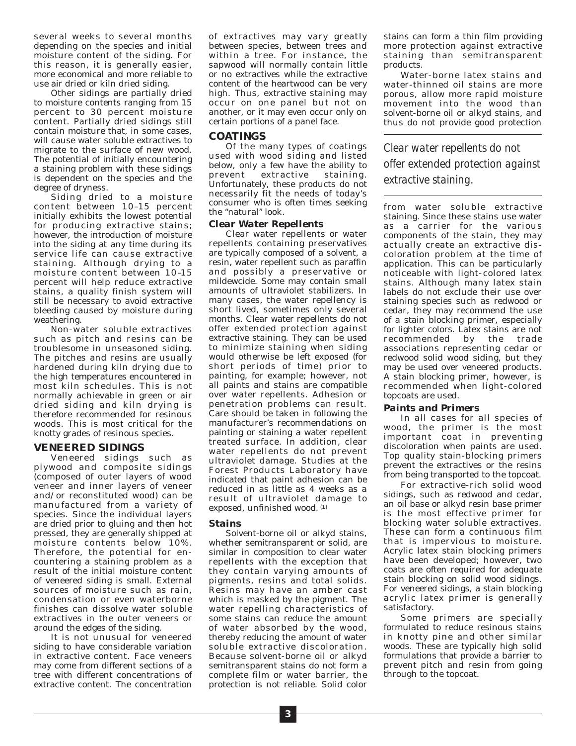several weeks to several months depending on the species and initial moisture content of the siding. For this reason, it is generally easier, more economical and more reliable to use air dried or kiln dried siding.

Other sidings are partially dried to moisture contents ranging from 15 percent to 30 percent moisture content. Partially dried sidings still contain moisture that, in some cases, will cause water soluble extractives to migrate to the surface of new wood. The potential of initially encountering a staining problem with these sidings is dependent on the species and the degree of dryness.

Siding dried to a moisture content between 10–15 percent initially exhibits the lowest potential for producing extractive stains; however, the introduction of moisture into the siding at any time during its service life can cause extractive staining. Although drying to a moisture content between 10–15 percent will help reduce extractive stains, a quality finish system will still be necessary to avoid extractive bleeding caused by moisture during weathering.

Non-water soluble extractives such as pitch and resins can be troublesome in unseasoned siding. The pitches and resins are usually hardened during kiln drying due to the high temperatures encountered in most kiln schedules. This is not normally achievable in green or air dried siding and kiln drying is therefore recommended for resinous woods. This is most critical for the knotty grades of resinous species.

## VENEERED SIDINGS

Veneered sidings such as plywood and composite sidings (composed of outer layers of wood veneer and inner layers of veneer and/or reconstituted wood) can be manufactured from a variety of species. Since the individual layers are dried prior to gluing and then hot pressed, they are generally shipped at moisture contents below 10%. Therefore, the potential for encountering a staining problem as a result of the initial moisture content of veneered siding is small. External sources of moisture such as rain, condensation or even waterborne finishes can dissolve water soluble extractives in the outer veneers or around the edges of the siding.

It is not unusual for veneered siding to have considerable variation in extractive content. Face veneers may come from different sections of a tree with different concentrations of extractive content. The concentration of extractives may vary greatly between species, between trees and within a tree. For instance, the sapwood will normally contain little or no extractives while the extractive content of the heartwood can be very high. Thus, extractive staining may occur on one panel but not on another, or it may even occur only on certain portions of a panel face.

## COATINGS

Of the many types of coatings used with wood siding and listed below, only a few have the ability to prevent extractive staining. Unfortunately, these products do not necessarily fit the needs of today's consumer who is often times seeking the "natural" look.

### Clear Water Repellents

Clear water repellents or water repellents containing preservatives are typically composed of a solvent, a resin, water repellent such as paraffin and possibly a preservative or mildewcide. Some may contain small amounts of ultraviolet stabilizers. In many cases, the water repellency is short lived, sometimes only several months. Clear water repellents do not offer extended protection against extractive staining. They can be used to minimize staining when siding would otherwise be left exposed (for short periods of time) prior to painting, for example; however, not all paints and stains are compatible over water repellents. Adhesion or penetration problems can result. Care should be taken in following the manufacturer's recommendations on painting or staining a water repellent treated surface. In addition, clear water repellents do not prevent ultraviolet damage. Studies at the Forest Products Laboratory have indicated that paint adhesion can be reduced in as little as 4 weeks as a result of ultraviolet damage to exposed, unfinished wood. [1]

### Stains

Solvent-borne oil or alkyd stains, whether semitransparent or solid, are similar in composition to clear water repellents with the exception that they contain varying amounts of pigments, resins and total solids. Resins may have an amber cast which is masked by the pigment. The water repelling characteristics of some stains can reduce the amount of water absorbed by the wood, thereby reducing the amount of water soluble extractive discoloration. Because solvent-borne oil or alkyd semitransparent stains do not form a complete film or water barrier, the protection is not reliable. Solid color stains can form a thin film providing more protection against extractive staining than semitransparent products.

Water-borne latex stains and water-thinned oil stains are more porous, allow more rapid moisture movement into the wood than solvent-borne oil or alkyd stains, and thus do not provide good protection from water soluble extractive staining. Since these stains use water as a carrier for the various components of the stain, they may actually create an extractive discoloration problem at the time of application. This can be particularly noticeable with light-colored latex stains. Although many latex stain labels do not exclude their use over staining species such as redwood or cedar, they may recommend the use of a stain blocking primer, especially for lighter colors. Latex stains are not recommended by the trade associations representing cedar or redwood solid wood siding, but they may be used over veneered products. A stain blocking primer, however, is recommended when light-colored topcoats are used.

> *Clear water repellents do not offer extended protection against extractive staining.*

### Paints and Primers

In all cases for all species of wood, the primer is the most important coat in preventing discoloration when paints are used. Top quality stain-blocking primers prevent the extractives or the resins from being transported to the topcoat.

For extractive-rich solid wood sidings, such as redwood and cedar, an oil base or alkyd resin base primer is the most effective primer for blocking water soluble extractives. These can form a continuous film that is impervious to moisture. Acrylic latex stain blocking primers have been developed; however, two coats are often required for adequate stain blocking on solid wood sidings. For veneered sidings, a stain blocking acrylic latex primer is generally satisfactory.

Some primers are specially formulated to reduce resinous stains in knotty pine and other similar woods. These are typically high solid formulations that provide a barrier to prevent pitch and resin from going through to the topcoat.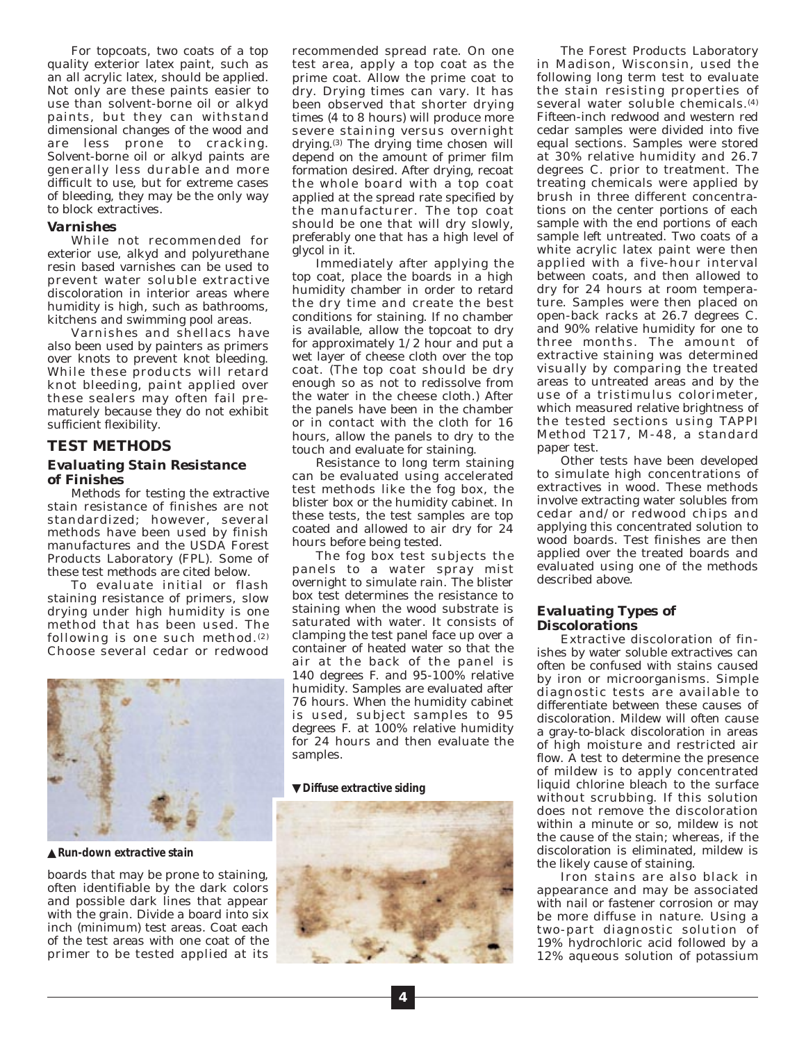For topcoats, two coats of a top quality exterior latex paint, such as an all acrylic latex, should be applied. Not only are these paints easier to use than solvent-borne oil or alkyd paints, but they can withstand dimensional changes of the wood and are less prone to cracking. Solvent-borne oil or alkyd paints are generally less durable and more difficult to use, but for extreme cases of bleeding, they may be the only way to block extractives.

### Varnishes

While not recommended for exterior use, alkyd and polyurethane resin based varnishes can be used to prevent water soluble extractive discoloration in interior areas where humidity is high, such as bathrooms, kitchens and swimming pool areas.

Varnishes and shellacs have also been used by painters as primers over knots to prevent knot bleeding. While these products will retard knot bleeding, paint applied over these sealers may often fail prematurely because they do not exhibit sufficient flexibility.

## TEST METHODS

### Evaluating Stain Resistance of Finishes

Methods for testing the extractive stain resistance of finishes are not standardized; however, several methods have been used by finish manufactures and the USDA Forest Products Laboratory (FPL). Some of these test methods are cited below.

To evaluate initial or flash staining resistance of primers, slow drying under high humidity is one method that has been used. The following is one such method.[2] Choose several cedar or redwood boards that may be prone to staining, often identifiable by the dark colors and possible dark lines that appear with the grain. Divide a board into six inch (minimum) test areas. Coat each of the test areas with one coat of the primer to be tested applied at its recommended spread rate. On one test area, apply a top coat as the prime coat. Allow the prime coat to dry. Drying times can vary. It has been observed that shorter drying times (4 to 8 hours) will produce more severe staining versus overnight drying.[3] The drying time chosen will depend on the amount of primer film formation desired. After drying, recoat the whole board with a top coat applied at the spread rate specified by the manufacturer. The top coat should be one that will dry slowly, preferably one that has a high level of glycol in it.

▲ *Run-down extractive stain*

Immediately after applying the top coat, place the boards in a high humidity chamber in order to retard the dry time and create the best conditions for staining. If no chamber is available, allow the topcoat to dry for approximately 1/2 hour and put a wet layer of cheese cloth over the top coat. (The top coat should be dry enough so as not to redissolve from the water in the cheese cloth.) After the panels have been in the chamber or in contact with the cloth for 16 hours, allow the panels to dry to the touch and evaluate for staining.

Resistance to long term staining can be evaluated using accelerated test methods like the fog box, the blister box or the humidity cabinet. In these tests, the test samples are top coated and allowed to air dry for 24 hours before being tested.

The fog box test subjects the panels to a water spray mist overnight to simulate rain. The blister box test determines the resistance to staining when the wood substrate is saturated with water. It consists of clamping the test panel face up over a container of heated water so that the air at the back of the panel is 140 degrees F. and 95-100% relative humidity. Samples are evaluated after 76 hours. When the humidity cabinet is used, subject samples to 95 degrees F. at 100% relative humidity for 24 hours and then evaluate the samples.

▼ *Diffuse extractive siding*

The Forest Products Laboratory in Madison, Wisconsin, used the following long term test to evaluate the stain resisting properties of several water soluble chemicals.[4] Fifteen-inch redwood and western red cedar samples were divided into five equal sections. Samples were stored at 30% relative humidity and 26.7 degrees C. prior to treatment. The treating chemicals were applied by brush in three different concentrations on the center portions of each sample with the end portions of each sample left untreated. Two coats of a white acrylic latex paint were then applied with a five-hour interval between coats, and then allowed to dry for 24 hours at room temperature. Samples were then placed on open-back racks at 26.7 degrees C. and 90% relative humidity for one to three months. The amount of extractive staining was determined visually by comparing the treated areas to untreated areas and by the use of a tristimulus colorimeter, which measured relative brightness of the tested sections using TAPPI Method T217, M-48, a standard paper test.

Other tests have been developed to simulate high concentrations of extractives in wood. These methods involve extracting water solubles from cedar and/or redwood chips and applying this concentrated solution to wood boards. Test finishes are then applied over the treated boards and evaluated using one of the methods described above.

### Evaluating Types of Discolorations

Extractive discoloration of finishes by water soluble extractives can often be confused with stains caused by iron or microorganisms. Simple diagnostic tests are available to differentiate between these causes of discoloration. Mildew will often cause a gray-to-black discoloration in areas of high moisture and restricted air flow. A test to determine the presence of mildew is to apply concentrated liquid chlorine bleach to the surface without scrubbing. If this solution does not remove the discoloration within a minute or so, mildew is not the cause of the stain; whereas, if the discoloration is eliminated, mildew is the likely cause of staining.

Iron stains are also black in appearance and may be associated with nail or fastener corrosion or may be more diffuse in nature. Using a two-part diagnostic solution of 19% hydrochloric acid followed by a 12% aqueous solution of potassium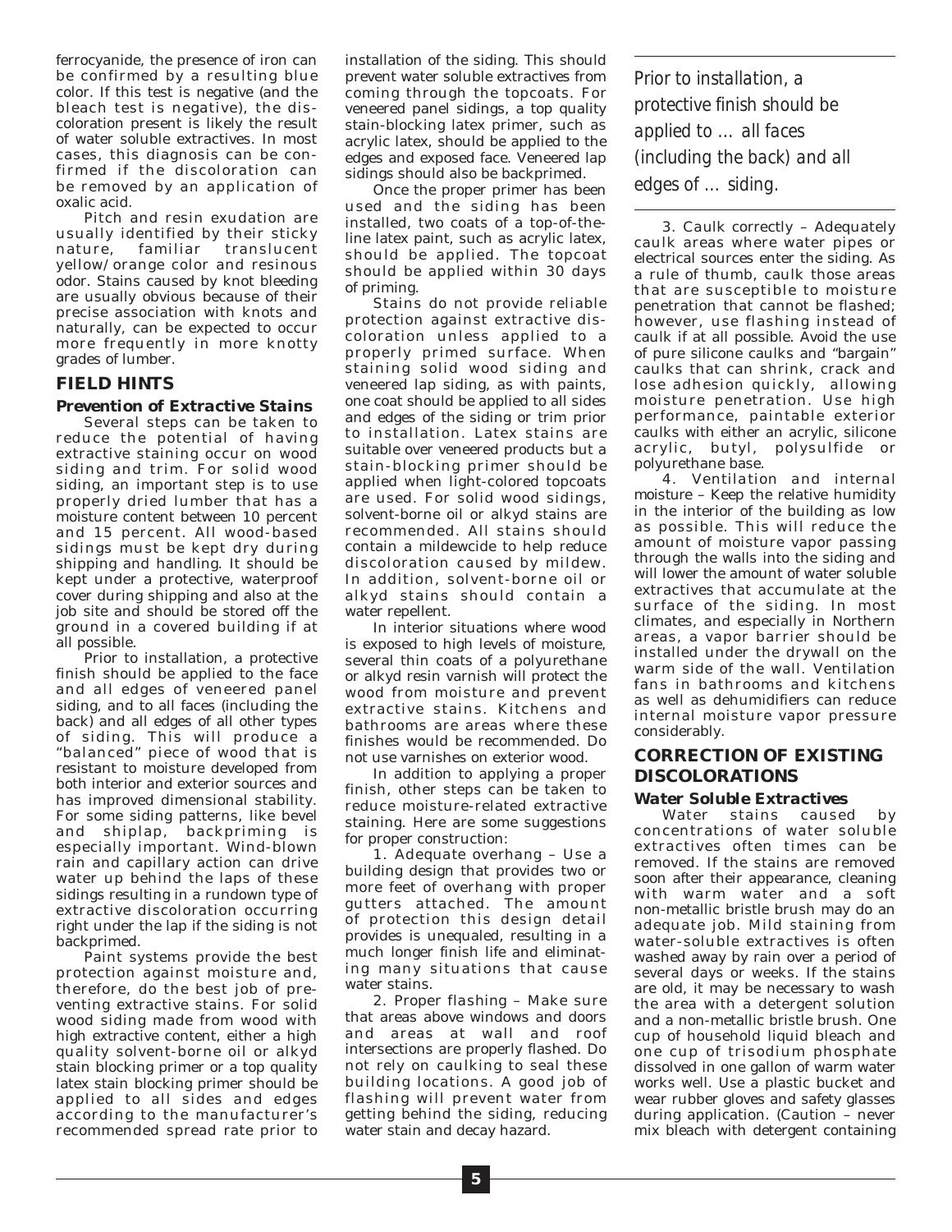ferrocyanide, the presence of iron can be confirmed by a resulting blue color. If this test is negative (and the bleach test is negative), the discoloration present is likely the result of water soluble extractives. In most cases, this diagnosis can be confirmed if the discoloration can be removed by an application of oxalic acid.

Pitch and resin exudation are usually identified by their sticky nature, familiar translucent yellow/orange color and resinous odor. Stains caused by knot bleeding are usually obvious because of their precise association with knots and naturally, can be expected to occur more frequently in more knotty grades of lumber.

## FIELD HINTS

### Prevention of Extractive Stains

Several steps can be taken to reduce the potential of having extractive staining occur on wood siding and trim. For solid wood siding, an important step is to use properly dried lumber that has a moisture content between 10 percent and 15 percent. All wood-based sidings must be kept dry during shipping and handling. It should be kept under a protective, waterproof cover during shipping and also at the job site and should be stored off the ground in a covered building if at all possible.

Prior to installation, a protective finish should be applied to the face and all edges of veneered panel siding, and to all faces (including the back) and all edges of all other types of siding. This will produce a "balanced" piece of wood that is resistant to moisture developed from both interior and exterior sources and has improved dimensional stability. For some siding patterns, like bevel and shiplap, backpriming is especially important. Wind-blown rain and capillary action can drive water up behind the laps of these sidings resulting in a rundown type of extractive discoloration occurring right under the lap if the siding is not backprimed.

Paint systems provide the best protection against moisture and, therefore, do the best job of preventing extractive stains. For solid wood siding made from wood with high extractive content, either a high quality solvent-borne oil or alkyd stain blocking primer or a top quality latex stain blocking primer should be applied to all sides and edges according to the manufacturer's recommended spread rate prior to installation of the siding. This should prevent water soluble extractives from coming through the topcoats. For veneered panel sidings, a top quality stain-blocking latex primer, such as acrylic latex, should be applied to the edges and exposed face. Veneered lap sidings should also be backprimed.

Once the proper primer has been used and the siding has been installed, two coats of a top-of-the-line latex paint, such as acrylic latex, should be applied. The topcoat should be applied within 30 days of priming.

Stains do not provide reliable protection against extractive discoloration unless applied to a properly primed surface. When staining solid wood siding and veneered lap siding, as with paints, one coat should be applied to all sides and edges of the siding or trim prior to installation. Latex stains are suitable over veneered products but a stain-blocking primer should be applied when light-colored topcoats are used. For solid wood sidings, solvent-borne oil or alkyd stains are recommended. All stains should contain a mildewcide to help reduce discoloration caused by mildew. In addition, solvent-borne oil or alkyd stains should contain a water repellent.

In interior situations where wood is exposed to high levels of moisture, several thin coats of a polyurethane or alkyd resin varnish will protect the wood from moisture and prevent extractive stains. Kitchens and bathrooms are areas where these finishes would be recommended. Do not use varnishes on exterior wood.

In addition to applying a proper finish, other steps can be taken to reduce moisture-related extractive staining. Here are some suggestions for proper construction:

1. Adequate overhang – Use a building design that provides two or more feet of overhang with proper gutters attached. The amount of protection this design detail provides is unequaled, resulting in a much longer finish life and eliminating many situations that cause water stains.

2. Proper flashing – Make sure that areas above windows and doors and areas at wall and roof intersections are properly flashed. Do not rely on caulking to seal these building locations. A good job of flashing will prevent water from getting behind the siding, reducing water stain and decay hazard.

> *Prior to installation, a protective finish should be applied to ... all faces (including the back) and all edges of ... siding.*

3. Caulk correctly – Adequately caulk areas where water pipes or electrical sources enter the siding. As a rule of thumb, caulk those areas that are susceptible to moisture penetration that cannot be flashed; however, use flashing instead of caulk if at all possible. Avoid the use of pure silicone caulks and "bargain" caulks that can shrink, crack and lose adhesion quickly, allowing moisture penetration. Use high performance, paintable exterior caulks with either an acrylic, silicone acrylic, butyl, polysulfide or polyurethane base.

4. Ventilation and internal moisture – Keep the relative humidity in the interior of the building as low as possible. This will reduce the amount of moisture vapor passing through the walls into the siding and will lower the amount of water soluble extractives that accumulate at the surface of the siding. In most climates, and especially in Northern areas, a vapor barrier should be installed under the drywall on the warm side of the wall. Ventilation fans in bathrooms and kitchens as well as dehumidifiers can reduce internal moisture vapor pressure considerably.

## CORRECTION OF EXISTING DISCOLORATIONS

### Water Soluble Extractives

Water stains caused by concentrations of water soluble extractives often times can be removed. If the stains are removed soon after their appearance, cleaning with warm water and a soft non-metallic bristle brush may do an adequate job. Mild staining from water-soluble extractives is often washed away by rain over a period of several days or weeks. If the stains are old, it may be necessary to wash the area with a detergent solution and a non-metallic bristle brush. One cup of household liquid bleach and one cup of trisodium phosphate dissolved in one gallon of warm water works well. Use a plastic bucket and wear rubber gloves and safety glasses during application. (Caution – never mix bleach with detergent containing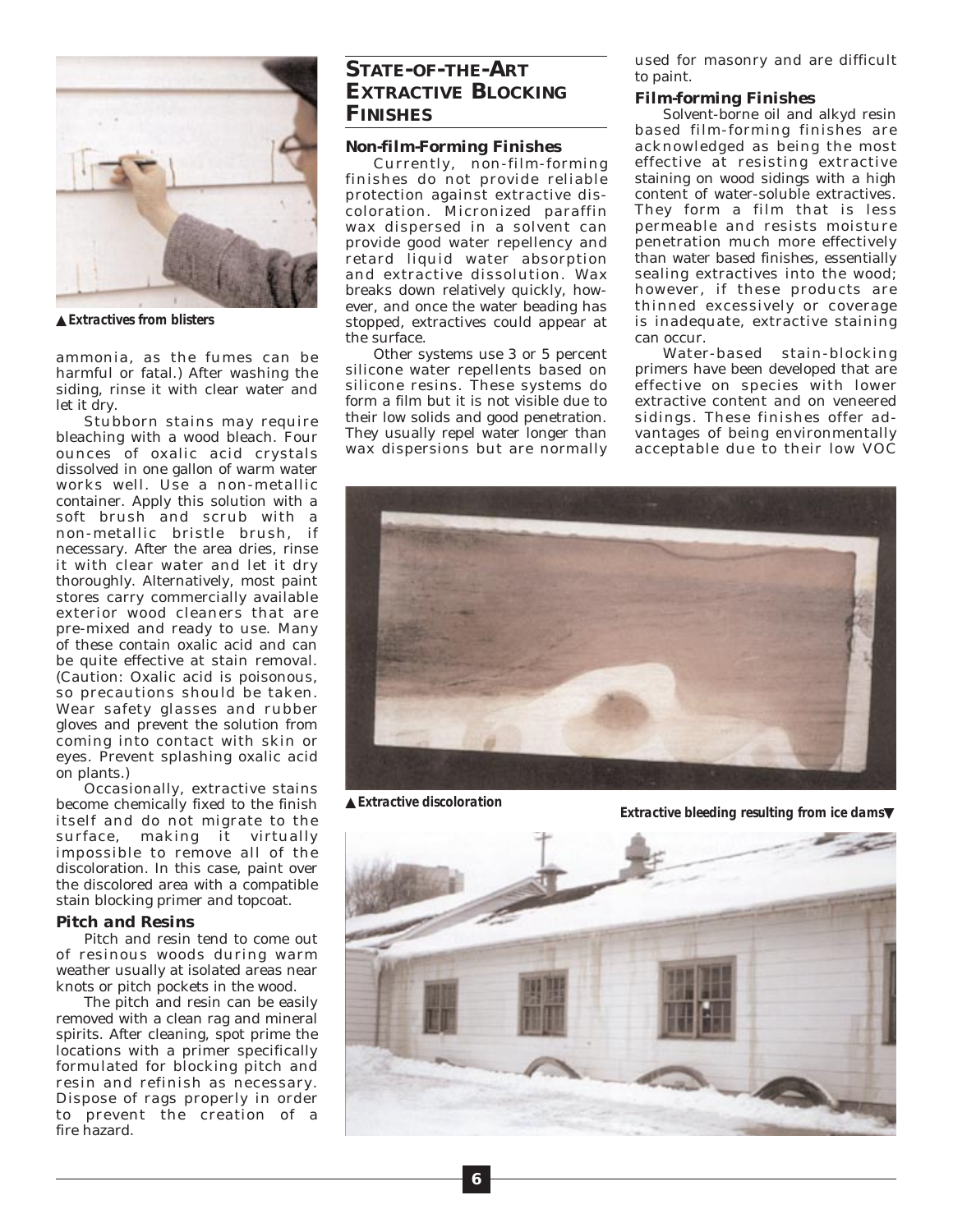▲ *Extractives from blisters*

ammonia, as the fumes can be harmful or fatal.) After washing the siding, rinse it with clear water and let it dry.

Stubborn stains may require bleaching with a wood bleach. Four ounces of oxalic acid crystals dissolved in one gallon of warm water works well. Use a non-metallic container. Apply this solution with a soft brush and scrub with a non-metallic bristle brush, if necessary. After the area dries, rinse it with clear water and let it dry thoroughly. Alternatively, most paint stores carry commercially available exterior wood cleaners that are pre-mixed and ready to use. Many of these contain oxalic acid and can be quite effective at stain removal. (Caution: Oxalic acid is poisonous, so precautions should be taken. Wear safety glasses and rubber gloves and prevent the solution from coming into contact with skin or eyes. Prevent splashing oxalic acid on plants.)

Occasionally, extractive stains become chemically fixed to the finish itself and do not migrate to the surface, making it virtually impossible to remove all of the discoloration. In this case, paint over the discolored area with a compatible stain blocking primer and topcoat.

### Pitch and Resins

Pitch and resin tend to come out of resinous woods during warm weather usually at isolated areas near knots or pitch pockets in the wood.

The pitch and resin can be easily removed with a clean rag and mineral spirits. After cleaning, spot prime the locations with a primer specifically formulated for blocking pitch and resin and refinish as necessary. Dispose of rags properly in order to prevent the creation of a fire hazard.

## State-of-the-Art Extractive Blocking Finishes

### Non-film-Forming Finishes

Currently, non-film-forming finishes do not provide reliable protection against extractive discoloration. Micronized paraffin wax dispersed in a solvent can provide good water repellency and retard liquid water absorption and extractive dissolution. Wax breaks down relatively quickly, however, and once the water beading has stopped, extractives could appear at the surface.

Other systems use 3 or 5 percent silicone water repellents based on silicone resins. These systems do form a film but it is not visible due to their low solids and good penetration. They usually repel water longer than wax dispersions but are normally used for masonry and are difficult to paint.

### Film-forming Finishes

Solvent-borne oil and alkyd resin based film-forming finishes are acknowledged as being the most effective at resisting extractive staining on wood sidings with a high content of water-soluble extractives. They form a film that is less permeable and resists moisture penetration much more effectively than water based finishes, essentially sealing extractives into the wood; however, if these products are thinned excessively or coverage is inadequate, extractive staining can occur.

Water-based stain-blocking primers have been developed that are effective on species with lower extractive content and on veneered sidings. These finishes offer advantages of being environmentally acceptable due to their low VOC

▲ *Extractive discoloration*

*Extractive bleeding resulting from ice dams* ▼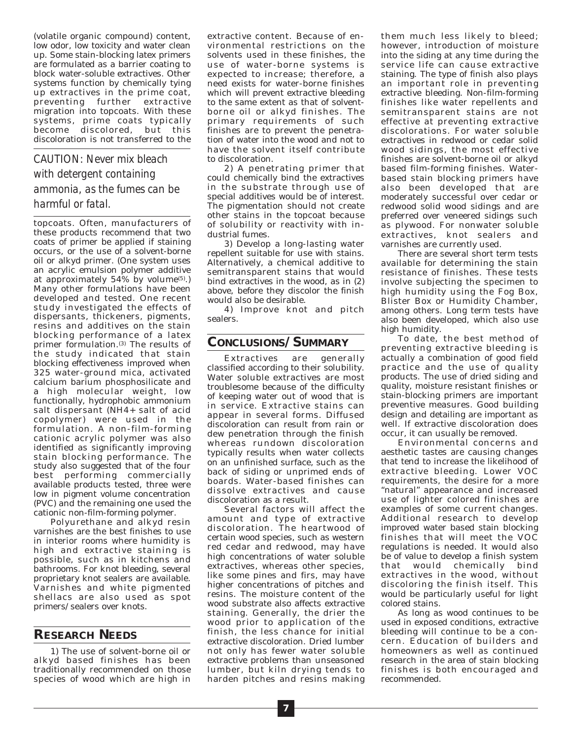(volatile organic compound) content, low odor, low toxicity and water clean up. Some stain-blocking latex primers are formulated as a barrier coating to block water-soluble extractives. Other systems function by chemically tying up extractives in the prime coat, preventing further extractive migration into topcoats. With these systems, prime coats typically become discolored, but this discoloration is not transferred to the topcoats. Often, manufacturers of these products recommend that two coats of primer be applied if staining occurs, or the use of a solvent-borne oil or alkyd primer. (One system uses an acrylic emulsion polymer additive at approximately 54% by volume[5].) Many other formulations have been developed and tested. One recent study investigated the effects of dispersants, thickeners, pigments, resins and additives on the stain blocking performance of a latex primer formulation.[3] The results of the study indicated that stain blocking effectiveness improved when 325 water-ground mica, activated calcium barium phosphosilicate and a high molecular weight, low functionally, hydrophobic ammonium salt dispersant (NH4+ salt of acid copolymer) were used in the formulation. A non-film-forming cationic acrylic polymer was also identified as significantly improving stain blocking performance. The study also suggested that of the four best performing commercially available products tested, three were low in pigment volume concentration (PVC) and the remaining one used the cationic non-film-forming polymer.

*CAUTION: Never mix bleach with detergent containing ammonia, as the fumes can be harmful or fatal.*

Polyurethane and alkyd resin varnishes are the best finishes to use in interior rooms where humidity is high and extractive staining is possible, such as in kitchens and bathrooms. For knot bleeding, several proprietary knot sealers are available. Varnishes and white pigmented shellacs are also used as spot primers/sealers over knots.

## RESEARCH NEEDS

1) The use of solvent-borne oil or alkyd based finishes has been traditionally recommended on those species of wood which are high in extractive content. Because of environmental restrictions on the solvents used in these finishes, the use of water-borne systems is expected to increase; therefore, a need exists for water-borne finishes which will prevent extractive bleeding to the same extent as that of solvent-borne oil or alkyd finishes. The primary requirements of such finishes are to prevent the penetration of water into the wood and not to have the solvent itself contribute to discoloration.

2) A penetrating primer that could chemically bind the extractives in the substrate through use of special additives would be of interest. The pigmentation should not create other stains in the topcoat because of solubility or reactivity with industrial fumes.

3) Develop a long-lasting water repellent suitable for use with stains. Alternatively, a chemical additive to semitransparent stains that would bind extractives in the wood, as in (2) above, before they discolor the finish would also be desirable.

4) Improve knot and pitch sealers.

## CONCLUSIONS/SUMMARY

Extractives are generally classified according to their solubility. Water soluble extractives are most troublesome because of the difficulty of keeping water out of wood that is in service. Extractive stains can appear in several forms. Diffused discoloration can result from rain or dew penetration through the finish whereas rundown discoloration typically results when water collects on an unfinished surface, such as the back of siding or unprimed ends of boards. Water-based finishes can dissolve extractives and cause discoloration as a result.

Several factors will affect the amount and type of extractive discoloration. The heartwood of certain wood species, such as western red cedar and redwood, may have high concentrations of water soluble extractives, whereas other species, like some pines and firs, may have higher concentrations of pitches and resins. The moisture content of the wood substrate also affects extractive staining. Generally, the drier the wood prior to application of the finish, the less chance for initial extractive discoloration. Dried lumber not only has fewer water soluble extractive problems than unseasoned lumber, but kiln drying tends to harden pitches and resins making them much less likely to bleed; however, introduction of moisture into the siding at any time during the service life can cause extractive staining. The type of finish also plays an important role in preventing extractive bleeding. Non-film-forming finishes like water repellents and semitransparent stains are not effective at preventing extractive discolorations. For water soluble extractives in redwood or cedar solid wood sidings, the most effective finishes are solvent-borne oil or alkyd based film-forming finishes. Water-based stain blocking primers have also been developed that are moderately successful over cedar or redwood solid wood sidings and are preferred over veneered sidings such as plywood. For nonwater soluble extractives, knot sealers and varnishes are currently used.

There are several short term tests available for determining the stain resistance of finishes. These tests involve subjecting the specimen to high humidity using the Fog Box, Blister Box or Humidity Chamber, among others. Long term tests have also been developed, which also use high humidity.

To date, the best method of preventing extractive bleeding is actually a combination of good field practice and the use of quality products. The use of dried siding and quality, moisture resistant finishes or stain-blocking primers are important preventive measures. Good building design and detailing are important as well. If extractive discoloration does occur, it can usually be removed.

Environmental concerns and aesthetic tastes are causing changes that tend to increase the likelihood of extractive bleeding. Lower VOC requirements, the desire for a more "natural" appearance and increased use of lighter colored finishes are examples of some current changes. Additional research to develop improved water based stain blocking finishes that will meet the VOC regulations is needed. It would also be of value to develop a finish system that would chemically bind extractives in the wood, without discoloring the finish itself. This would be particularly useful for light colored stains.

As long as wood continues to be used in exposed conditions, extractive bleeding will continue to be a concern. Education of builders and homeowners as well as continued research in the area of stain blocking finishes is both encouraged and recommended.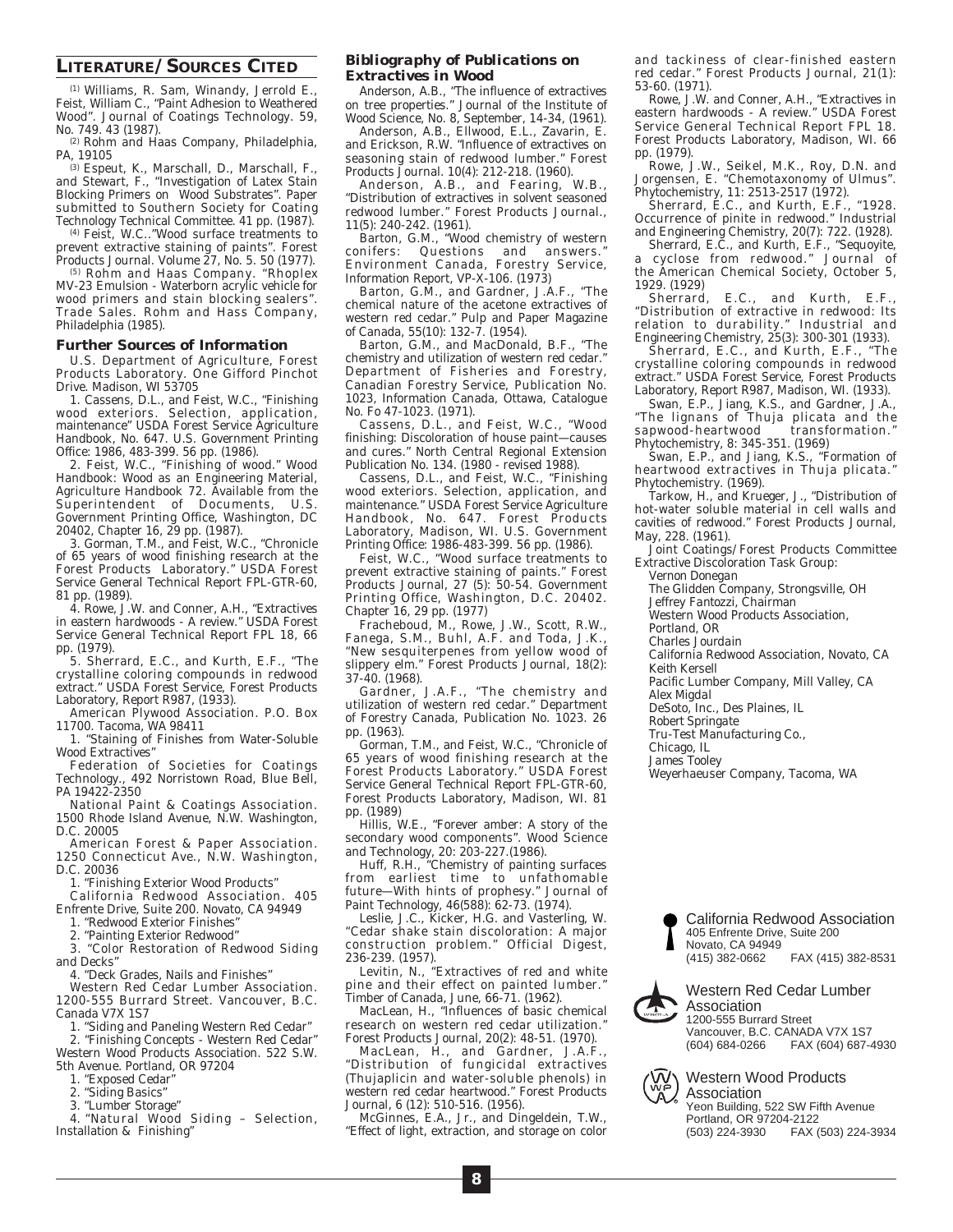## Literature/Sources Cited

[1] Williams, R. Sam, Winandy, Jerrold E., Feist, William C., "Paint Adhesion to Weathered Wood". Journal of Coatings Technology. 59, No. 749. 43 (1987).

[2] Rohm and Haas Company, Philadelphia, PA, 19105

[3] Espeut, K., Marschall, D., Marschall, F., and Stewart, F., "Investigation of Latex Stain Blocking Primers on Wood Substrates". Paper submitted to Southern Society for Coating Technology Technical Committee. 41 pp. (1987).

[4] Feist, W.C.."Wood surface treatments to prevent extractive staining of paints". Forest Products Journal. Volume 27, No. 5. 50 (1977).

[5] Rohm and Haas Company. "Rhoplex MV-23 Emulsion - Waterborn acrylic vehicle for wood primers and stain blocking sealers". Trade Sales. Rohm and Hass Company, Philadelphia (1985).

### Further Sources of Information

U.S. Department of Agriculture, Forest Products Laboratory. One Gifford Pinchot Drive. Madison, WI 53705

1. Cassens, D.L., and Feist, W.C., "Finishing wood exteriors. Selection, application, maintenance" USDA Forest Service Agriculture Handbook, No. 647. U.S. Government Printing Office: 1986, 483-399. 56 pp. (1986).
2. Feist, W.C., "Finishing of wood." Wood Handbook: Wood as an Engineering Material, Agriculture Handbook 72. Available from the Superintendent of Documents, U.S. Government Printing Office, Washington, DC 20402, Chapter 16, 29 pp. (1987).
3. Gorman, T.M., and Feist, W.C., "Chronicle of 65 years of wood finishing research at the Forest Products Laboratory." USDA Forest Service General Technical Report FPL-GTR-60, 81 pp. (1989).
4. Rowe, J.W. and Conner, A.H., "Extractives in eastern hardwoods - A review." USDA Forest Service General Technical Report FPL 18, 66 pp. (1979).
5. Sherrard, E.C., and Kurth, E.F., "The crystalline coloring compounds in redwood extract." USDA Forest Service, Forest Products Laboratory, Report R987, (1933).

American Plywood Association. P.O. Box 11700. Tacoma, WA 98411

1. "Staining of Finishes from Water-Soluble Wood Extractives"

Federation of Societies for Coatings Technology., 492 Norristown Road, Blue Bell, PA 19422-2350

National Paint & Coatings Association. 1500 Rhode Island Avenue, N.W. Washington, D.C. 20005

American Forest & Paper Association. 1250 Connecticut Ave., N.W. Washington, D.C. 20036

1. "Finishing Exterior Wood Products"

California Redwood Association. 405 Enfrente Drive, Suite 200. Novato, CA 94949

1. "Redwood Exterior Finishes"
2. "Painting Exterior Redwood"
3. "Color Restoration of Redwood Siding and Decks"
4. "Deck Grades, Nails and Finishes"

Western Red Cedar Lumber Association. 1200-555 Burrard Street. Vancouver, B.C. Canada V7X 1S7

1. "Siding and Paneling Western Red Cedar"
2. "Finishing Concepts - Western Red Cedar"

Western Wood Products Association. 522 S.W. 5th Avenue. Portland, OR 97204

1. "Exposed Cedar"
2. "Siding Basics"
3. "Lumber Storage"
4. "Natural Wood Siding – Selection, Installation & Finishing"

### Bibliography of Publications on Extractives in Wood

Anderson, A.B., "The influence of extractives on tree properties." Journal of the Institute of Wood Science, No. 8, September, 14-34, (1961).

Anderson, A.B., Ellwood, E.L., Zavarin, E. and Erickson, R.W. "Influence of extractives on seasoning stain of redwood lumber." Forest Products Journal. 10(4): 212-218. (1960).

Anderson, A.B., and Fearing, W.B., "Distribution of extractives in solvent seasoned redwood lumber." Forest Products Journal., 11(5): 240-242. (1961).

Barton, G.M., "Wood chemistry of western conifers: Questions and answers." Environment Canada, Forestry Service, Information Report, VP-X-106. (1973)

Barton, G.M., and Gardner, J.A.F., "The chemical nature of the acetone extractives of western red cedar." Pulp and Paper Magazine of Canada, 55(10): 132-7. (1954).

Barton, G.M., and MacDonald, B.F., "The chemistry and utilization of western red cedar." Department of Fisheries and Forestry, Canadian Forestry Service, Publication No. 1023, Information Canada, Ottawa, Catalogue No. Fo 47-1023. (1971).

Cassens, D.L., and Feist, W.C., "Wood finishing: Discoloration of house paint—causes and cures." North Central Regional Extension Publication No. 134. (1980 - revised 1988).

Cassens, D.L., and Feist, W.C., "Finishing wood exteriors. Selection, application, and maintenance." USDA Forest Service Agriculture Handbook, No. 647. Forest Products Laboratory, Madison, WI. U.S. Government Printing Office: 1986-483-399. 56 pp. (1986).

Feist, W.C., "Wood surface treatments to prevent extractive staining of paints." Forest Products Journal, 27 (5): 50-54. Government Printing Office, Washington, D.C. 20402. Chapter 16, 29 pp. (1977)

Fracheboud, M., Rowe, J.W., Scott, R.W., Fanega, S.M., Buhl, A.F. and Toda, J.K., "New sesquiterpenes from yellow wood of slippery elm." Forest Products Journal, 18(2): 37-40. (1968).

Gardner, J.A.F., "The chemistry and utilization of western red cedar." Department of Forestry Canada, Publication No. 1023. 26 pp. (1963).

Gorman, T.M., and Feist, W.C., "Chronicle of 65 years of wood finishing research at the Forest Products Laboratory." USDA Forest Service General Technical Report FPL-GTR-60, Forest Products Laboratory, Madison, WI. 81 pp. (1989)

Hillis, W.E., "Forever amber: A story of the secondary wood components." Wood Science and Technology, 20: 203-227.(1986).

Huff, R.H., "Chemistry of painting surfaces from earliest time to unfathomable future—With hints of prophesy." Journal of Paint Technology, 46(588): 62-73. (1974).

Leslie, J.C., Kicker, H.G. and Vasterling, W. "Cedar shake stain discoloration: A major construction problem." Official Digest, 236-239. (1957).

Levitin, N., "Extractives of red and white pine and their effect on painted lumber." Timber of Canada, June, 66-71. (1962).

MacLean, H., "Influences of basic chemical research on western red cedar utilization." Forest Products Journal, 20(2): 48-51. (1970).

MacLean, H., and Gardner, J.A.F., "Distribution of fungicidal extractives (Thujaplicin and water-soluble phenols) in western red cedar heartwood." Forest Products Journal, 6 (12): 510-516. (1956).

McGinnes, E.A., Jr., and Dingeldein, T.W., "Effect of light, extraction, and storage on color and tackiness of clear-finished eastern red cedar." Forest Products Journal, 21(1): 53-60. (1971).

Rowe, J.W. and Conner, A.H., "Extractives in eastern hardwoods - A review." USDA Forest Service General Technical Report FPL 18. Forest Products Laboratory, Madison, WI. 66 pp. (1979).

Rowe, J.W., Seikel, M.K., Roy, D.N. and Jorgensen, E. "Chemotaxonomy of Ulmus". Phytochemistry, 11: 2513-2517 (1972).

Sherrard, E.C., and Kurth, E.F., "1928. Occurrence of pinite in redwood." Industrial and Engineering Chemistry, 20(7): 722. (1928).

Sherrard, E.C., and Kurth, E.F., "Sequoyite, a cyclose from redwood." Journal of the American Chemical Society, October 5, 1929. (1929)

Sherrard, E.C., and Kurth, E.F., "Distribution of extractive in redwood: Its relation to durability." Industrial and Engineering Chemistry, 25(3): 300-301 (1933).

Sherrard, E.C., and Kurth, E.F., "The crystalline coloring compounds in redwood extract." USDA Forest Service, Forest Products Laboratory, Report R987, Madison, WI. (1933).

Swan, E.P., Jiang, K.S., and Gardner, J.A., "The lignans of Thuja plicata and the sapwood-heartwood transformation." Phytochemistry, 8: 345-351. (1969)

Swan, E.P., and Jiang, K.S., "Formation of heartwood extractives in Thuja plicata." Phytochemistry. (1969).

Tarkow, H., and Krueger, J., "Distribution of hot-water soluble material in cell walls and cavities of redwood." Forest Products Journal, May, 228. (1961).

Joint Coatings/Forest Products Committee Extractive Discoloration Task Group:

Vernon Donegan
The Glidden Company, Strongsville, OH

Jeffrey Fantozzi, Chairman
Western Wood Products Association, Portland, OR

Charles Jourdain
California Redwood Association, Novato, CA

Keith Kersell
Pacific Lumber Company, Mill Valley, CA

Alex Migdal
DeSoto, Inc., Des Plaines, IL

Robert Springate
Tru-Test Manufacturing Co., Chicago, IL

James Tooley
Weyerhaeuser Company, Tacoma, WA

California Redwood Association
405 Enfrente Drive, Suite 200
Novato, CA 94949
(415) 382-0662 FAX (415) 382-8531

Western Red Cedar Lumber Association
1200-555 Burrard Street
Vancouver, B.C. CANADA V7X 1S7
(604) 684-0266 FAX (604) 687-4930

Western Wood Products Association
Yeon Building, 522 SW Fifth Avenue
Portland, OR 97204-2122
(503) 224-3930 FAX (503) 224-3934